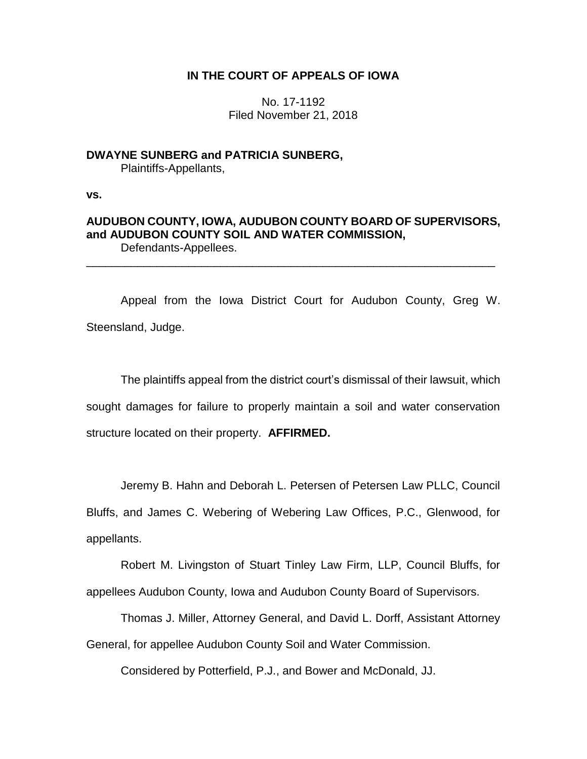**IN THE COURT OF APPEALS OF IOWA**

No. 17-1192
Filed November 21, 2018

**DWAYNE SUNBERG and PATRICIA SUNBERG,**
Plaintiffs-Appellants,

**vs.**

**AUDUBON COUNTY, IOWA, AUDUBON COUNTY BOARD OF SUPERVISORS, and AUDUBON COUNTY SOIL AND WATER COMMISSION,**
Defendants-Appellees.

---

Appeal from the Iowa District Court for Audubon County, Greg W. Steensland, Judge.

The plaintiffs appeal from the district court's dismissal of their lawsuit, which sought damages for failure to properly maintain a soil and water conservation structure located on their property. **AFFIRMED.**

Jeremy B. Hahn and Deborah L. Petersen of Petersen Law PLLC, Council Bluffs, and James C. Webering of Webering Law Offices, P.C., Glenwood, for appellants.

Robert M. Livingston of Stuart Tinley Law Firm, LLP, Council Bluffs, for appellees Audubon County, Iowa and Audubon County Board of Supervisors.

Thomas J. Miller, Attorney General, and David L. Dorff, Assistant Attorney General, for appellee Audubon County Soil and Water Commission.

Considered by Potterfield, P.J., and Bower and McDonald, JJ.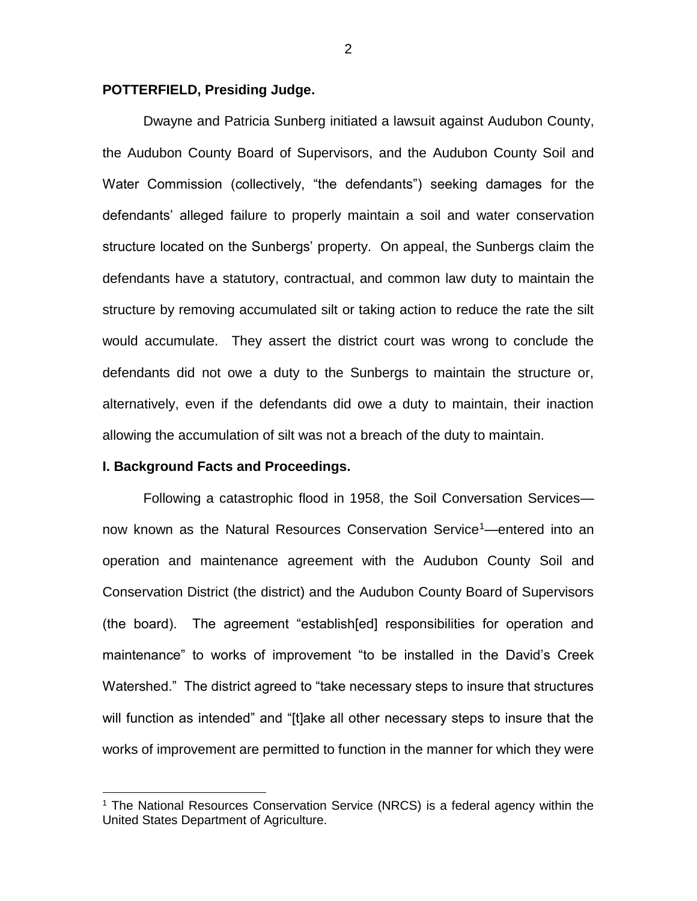**POTTERFIELD, Presiding Judge.**

Dwayne and Patricia Sunberg initiated a lawsuit against Audubon County, the Audubon County Board of Supervisors, and the Audubon County Soil and Water Commission (collectively, "the defendants") seeking damages for the defendants' alleged failure to properly maintain a soil and water conservation structure located on the Sunbergs' property. On appeal, the Sunbergs claim the defendants have a statutory, contractual, and common law duty to maintain the structure by removing accumulated silt or taking action to reduce the rate the silt would accumulate. They assert the district court was wrong to conclude the defendants did not owe a duty to the Sunbergs to maintain the structure or, alternatively, even if the defendants did owe a duty to maintain, their inaction allowing the accumulation of silt was not a breach of the duty to maintain.

**I. Background Facts and Proceedings.**

Following a catastrophic flood in 1958, the Soil Conversation Services—now known as the Natural Resources Conservation Service[1]—entered into an operation and maintenance agreement with the Audubon County Soil and Conservation District (the district) and the Audubon County Board of Supervisors (the board). The agreement "establish[ed] responsibilities for operation and maintenance" to works of improvement "to be installed in the David's Creek Watershed." The district agreed to "take necessary steps to insure that structures will function as intended" and "[t]ake all other necessary steps to insure that the works of improvement are permitted to function in the manner for which they were

[1] The National Resources Conservation Service (NRCS) is a federal agency within the United States Department of Agriculture.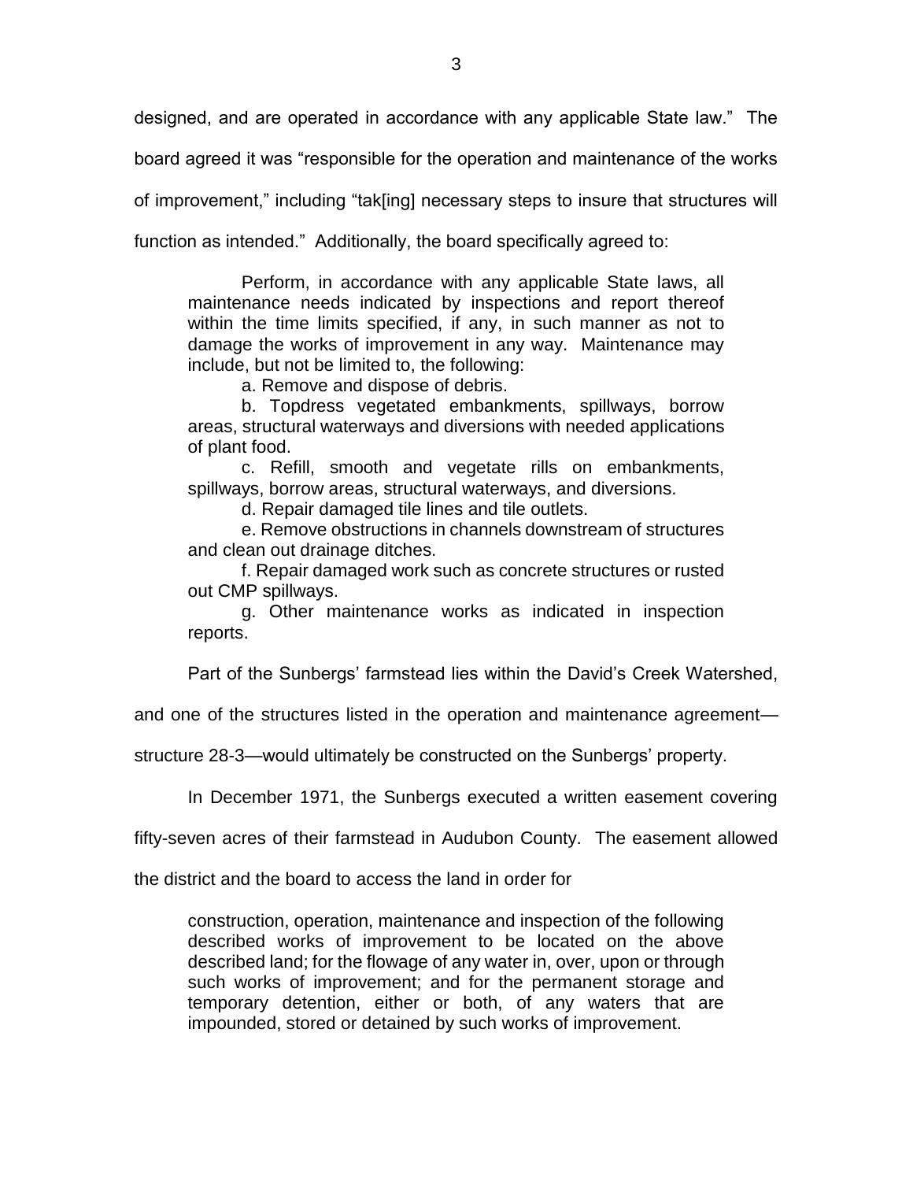designed, and are operated in accordance with any applicable State law." The board agreed it was "responsible for the operation and maintenance of the works of improvement," including "tak[ing] necessary steps to insure that structures will function as intended." Additionally, the board specifically agreed to:

> Perform, in accordance with any applicable State laws, all maintenance needs indicated by inspections and report thereof within the time limits specified, if any, in such manner as not to damage the works of improvement in any way. Maintenance may include, but not be limited to, the following:
>
> a. Remove and dispose of debris.
>
> b. Topdress vegetated embankments, spillways, borrow areas, structural waterways and diversions with needed applications of plant food.
>
> c. Refill, smooth and vegetate rills on embankments, spillways, borrow areas, structural waterways, and diversions.
>
> d. Repair damaged tile lines and tile outlets.
>
> e. Remove obstructions in channels downstream of structures and clean out drainage ditches.
>
> f. Repair damaged work such as concrete structures or rusted out CMP spillways.
>
> g. Other maintenance works as indicated in inspection reports.

Part of the Sunbergs' farmstead lies within the David's Creek Watershed, and one of the structures listed in the operation and maintenance agreement—structure 28-3—would ultimately be constructed on the Sunbergs' property.

In December 1971, the Sunbergs executed a written easement covering fifty-seven acres of their farmstead in Audubon County. The easement allowed the district and the board to access the land in order for

> construction, operation, maintenance and inspection of the following described works of improvement to be located on the above described land; for the flowage of any water in, over, upon or through such works of improvement; and for the permanent storage and temporary detention, either or both, of any waters that are impounded, stored or detained by such works of improvement.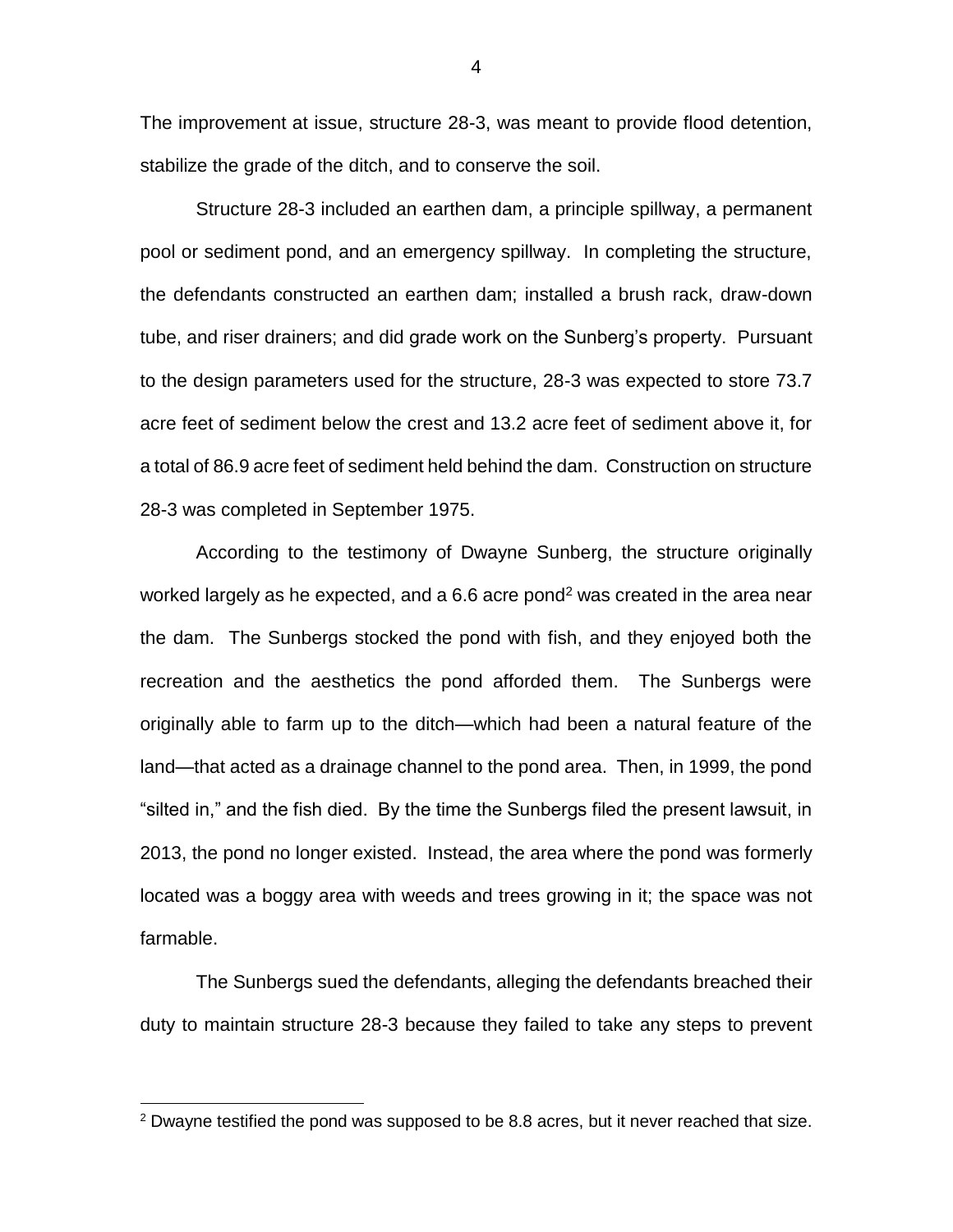The improvement at issue, structure 28-3, was meant to provide flood detention, stabilize the grade of the ditch, and to conserve the soil.

Structure 28-3 included an earthen dam, a principle spillway, a permanent pool or sediment pond, and an emergency spillway. In completing the structure, the defendants constructed an earthen dam; installed a brush rack, draw-down tube, and riser drainers; and did grade work on the Sunberg's property. Pursuant to the design parameters used for the structure, 28-3 was expected to store 73.7 acre feet of sediment below the crest and 13.2 acre feet of sediment above it, for a total of 86.9 acre feet of sediment held behind the dam. Construction on structure 28-3 was completed in September 1975.

According to the testimony of Dwayne Sunberg, the structure originally worked largely as he expected, and a 6.6 acre pond[2] was created in the area near the dam. The Sunbergs stocked the pond with fish, and they enjoyed both the recreation and the aesthetics the pond afforded them. The Sunbergs were originally able to farm up to the ditch—which had been a natural feature of the land—that acted as a drainage channel to the pond area. Then, in 1999, the pond "silted in," and the fish died. By the time the Sunbergs filed the present lawsuit, in 2013, the pond no longer existed. Instead, the area where the pond was formerly located was a boggy area with weeds and trees growing in it; the space was not farmable.

The Sunbergs sued the defendants, alleging the defendants breached their duty to maintain structure 28-3 because they failed to take any steps to prevent

[2] Dwayne testified the pond was supposed to be 8.8 acres, but it never reached that size.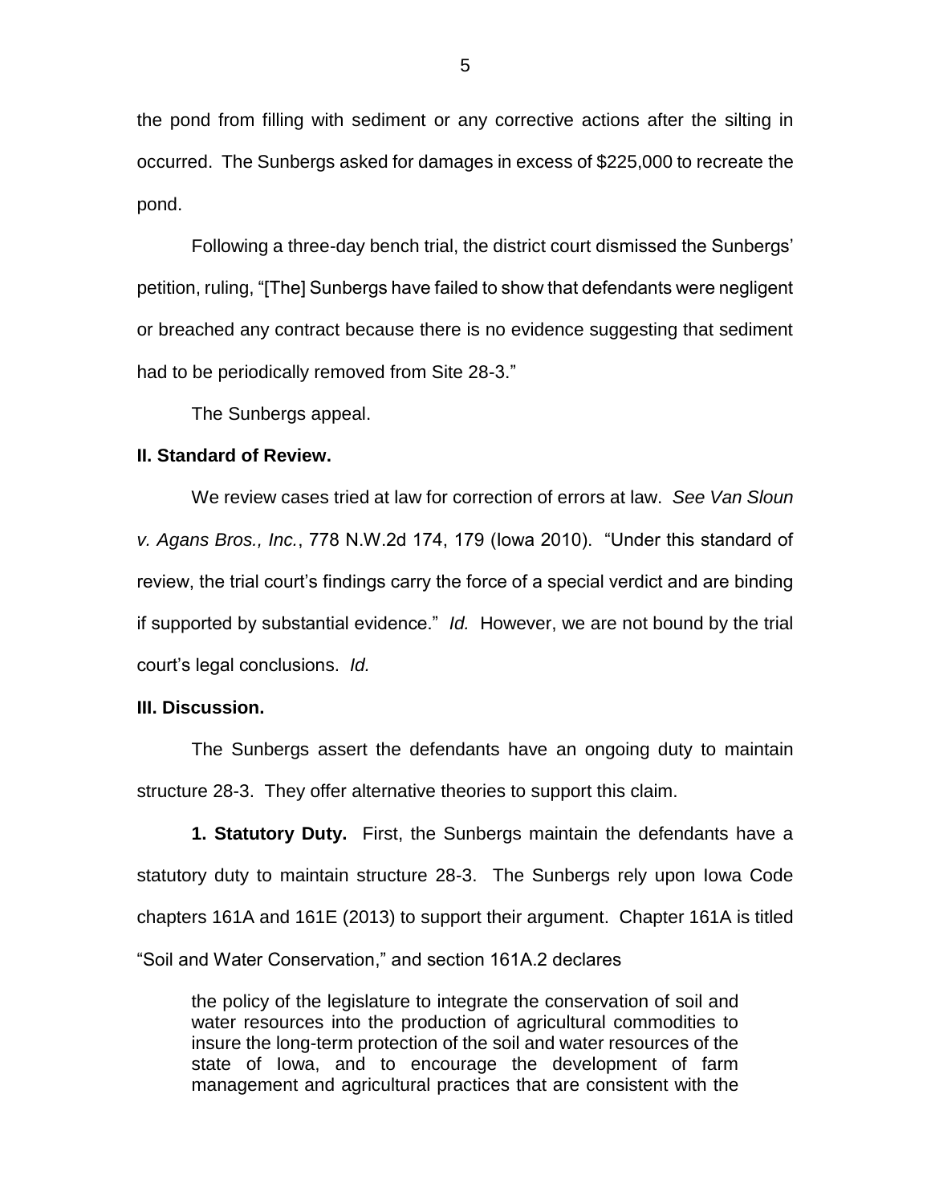the pond from filling with sediment or any corrective actions after the silting in occurred. The Sunbergs asked for damages in excess of $225,000 to recreate the pond.

Following a three-day bench trial, the district court dismissed the Sunbergs' petition, ruling, "[The] Sunbergs have failed to show that defendants were negligent or breached any contract because there is no evidence suggesting that sediment had to be periodically removed from Site 28-3."

The Sunbergs appeal.

**II. Standard of Review.**

We review cases tried at law for correction of errors at law. *See Van Sloun v. Agans Bros., Inc.*, 778 N.W.2d 174, 179 (Iowa 2010). "Under this standard of review, the trial court's findings carry the force of a special verdict and are binding if supported by substantial evidence." *Id.* However, we are not bound by the trial court's legal conclusions. *Id.*

**III. Discussion.**

The Sunbergs assert the defendants have an ongoing duty to maintain structure 28-3. They offer alternative theories to support this claim.

**1. Statutory Duty.** First, the Sunbergs maintain the defendants have a statutory duty to maintain structure 28-3. The Sunbergs rely upon Iowa Code chapters 161A and 161E (2013) to support their argument. Chapter 161A is titled "Soil and Water Conservation," and section 161A.2 declares

> the policy of the legislature to integrate the conservation of soil and water resources into the production of agricultural commodities to insure the long-term protection of the soil and water resources of the state of Iowa, and to encourage the development of farm management and agricultural practices that are consistent with the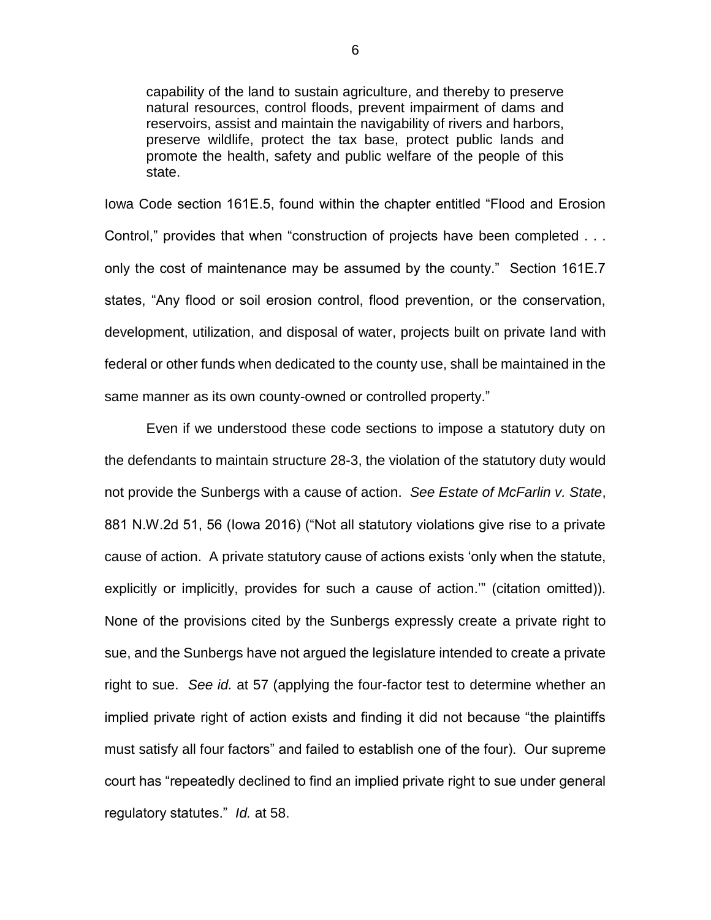> capability of the land to sustain agriculture, and thereby to preserve natural resources, control floods, prevent impairment of dams and reservoirs, assist and maintain the navigability of rivers and harbors, preserve wildlife, protect the tax base, protect public lands and promote the health, safety and public welfare of the people of this state.

Iowa Code section 161E.5, found within the chapter entitled "Flood and Erosion Control," provides that when "construction of projects have been completed . . . only the cost of maintenance may be assumed by the county." Section 161E.7 states, "Any flood or soil erosion control, flood prevention, or the conservation, development, utilization, and disposal of water, projects built on private land with federal or other funds when dedicated to the county use, shall be maintained in the same manner as its own county-owned or controlled property."

Even if we understood these code sections to impose a statutory duty on the defendants to maintain structure 28-3, the violation of the statutory duty would not provide the Sunbergs with a cause of action. *See Estate of McFarlin v. State*, 881 N.W.2d 51, 56 (Iowa 2016) ("Not all statutory violations give rise to a private cause of action. A private statutory cause of actions exists 'only when the statute, explicitly or implicitly, provides for such a cause of action.'" (citation omitted)). None of the provisions cited by the Sunbergs expressly create a private right to sue, and the Sunbergs have not argued the legislature intended to create a private right to sue. *See id.* at 57 (applying the four-factor test to determine whether an implied private right of action exists and finding it did not because "the plaintiffs must satisfy all four factors" and failed to establish one of the four). Our supreme court has "repeatedly declined to find an implied private right to sue under general regulatory statutes." *Id.* at 58.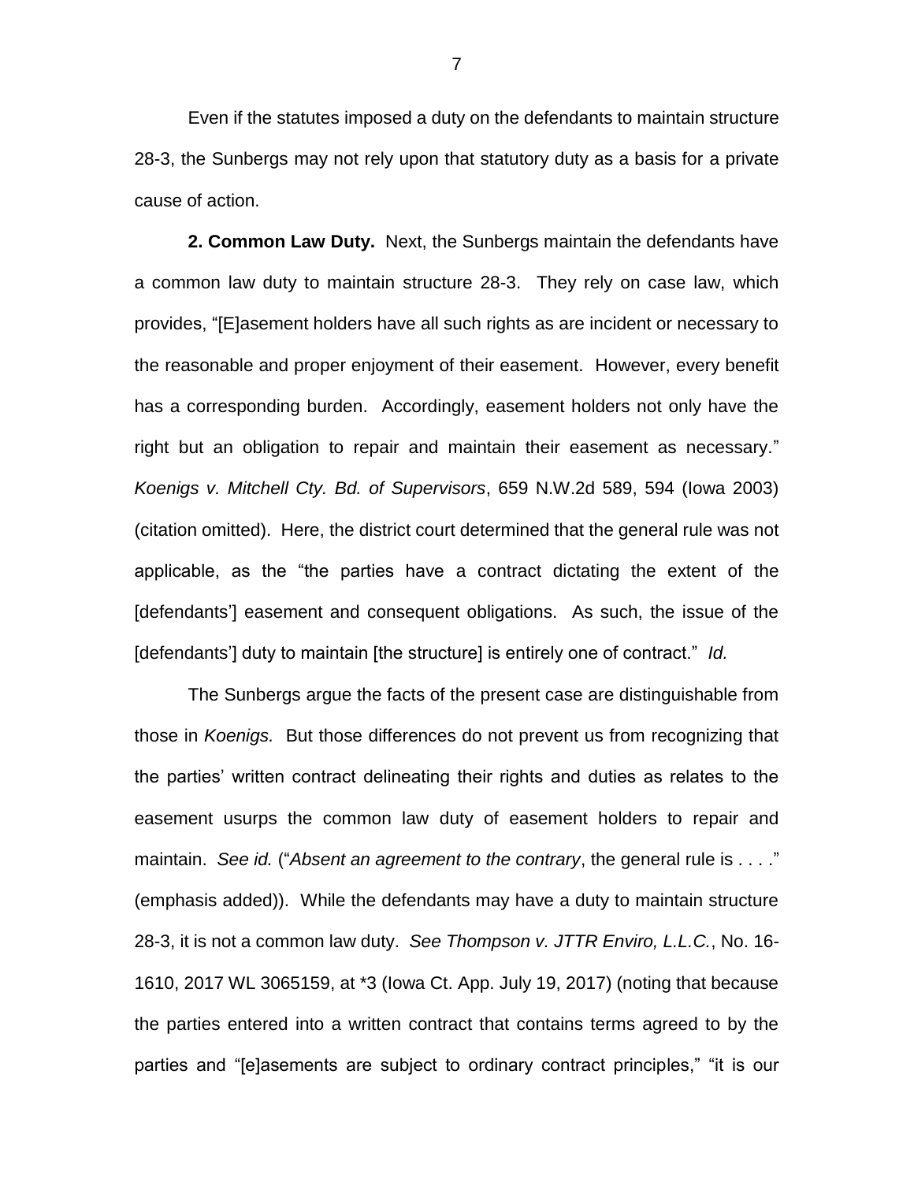Even if the statutes imposed a duty on the defendants to maintain structure 28-3, the Sunbergs may not rely upon that statutory duty as a basis for a private cause of action.

**2. Common Law Duty.** Next, the Sunbergs maintain the defendants have a common law duty to maintain structure 28-3. They rely on case law, which provides, "[E]asement holders have all such rights as are incident or necessary to the reasonable and proper enjoyment of their easement. However, every benefit has a corresponding burden. Accordingly, easement holders not only have the right but an obligation to repair and maintain their easement as necessary." *Koenigs v. Mitchell Cty. Bd. of Supervisors*, 659 N.W.2d 589, 594 (Iowa 2003) (citation omitted). Here, the district court determined that the general rule was not applicable, as the "the parties have a contract dictating the extent of the [defendants'] easement and consequent obligations. As such, the issue of the [defendants'] duty to maintain [the structure] is entirely one of contract." *Id.*

The Sunbergs argue the facts of the present case are distinguishable from those in *Koenigs.* But those differences do not prevent us from recognizing that the parties' written contract delineating their rights and duties as relates to the easement usurps the common law duty of easement holders to repair and maintain. *See id.* ("*Absent an agreement to the contrary*, the general rule is . . . ." (emphasis added)). While the defendants may have a duty to maintain structure 28-3, it is not a common law duty. *See Thompson v. JTTR Enviro, L.L.C.*, No. 16-1610, 2017 WL 3065159, at *3 (Iowa Ct. App. July 19, 2017) (noting that because the parties entered into a written contract that contains terms agreed to by the parties and "[e]asements are subject to ordinary contract principles," "it is our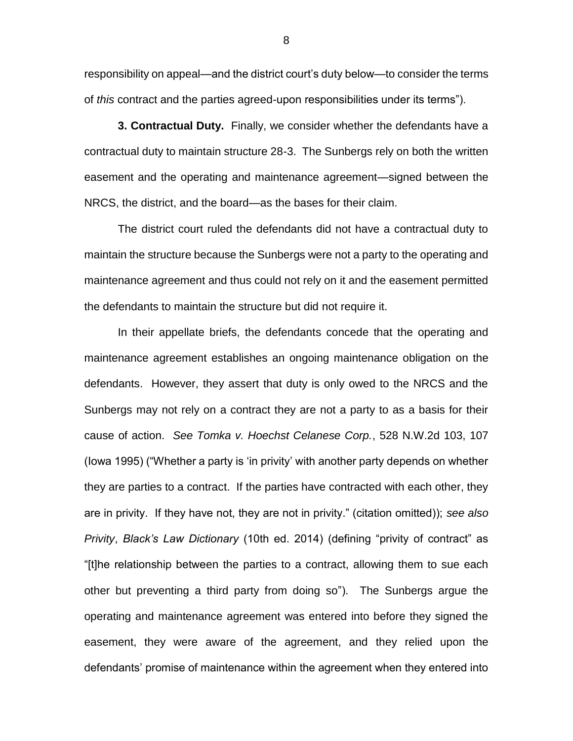responsibility on appeal—and the district court's duty below—to consider the terms of *this* contract and the parties agreed-upon responsibilities under its terms").

**3. Contractual Duty.** Finally, we consider whether the defendants have a contractual duty to maintain structure 28-3. The Sunbergs rely on both the written easement and the operating and maintenance agreement—signed between the NRCS, the district, and the board—as the bases for their claim.

The district court ruled the defendants did not have a contractual duty to maintain the structure because the Sunbergs were not a party to the operating and maintenance agreement and thus could not rely on it and the easement permitted the defendants to maintain the structure but did not require it.

In their appellate briefs, the defendants concede that the operating and maintenance agreement establishes an ongoing maintenance obligation on the defendants. However, they assert that duty is only owed to the NRCS and the Sunbergs may not rely on a contract they are not a party to as a basis for their cause of action. *See Tomka v. Hoechst Celanese Corp.*, 528 N.W.2d 103, 107 (Iowa 1995) ("Whether a party is 'in privity' with another party depends on whether they are parties to a contract. If the parties have contracted with each other, they are in privity. If they have not, they are not in privity." (citation omitted)); *see also Privity*, *Black's Law Dictionary* (10th ed. 2014) (defining "privity of contract" as "[t]he relationship between the parties to a contract, allowing them to sue each other but preventing a third party from doing so"). The Sunbergs argue the operating and maintenance agreement was entered into before they signed the easement, they were aware of the agreement, and they relied upon the defendants' promise of maintenance within the agreement when they entered into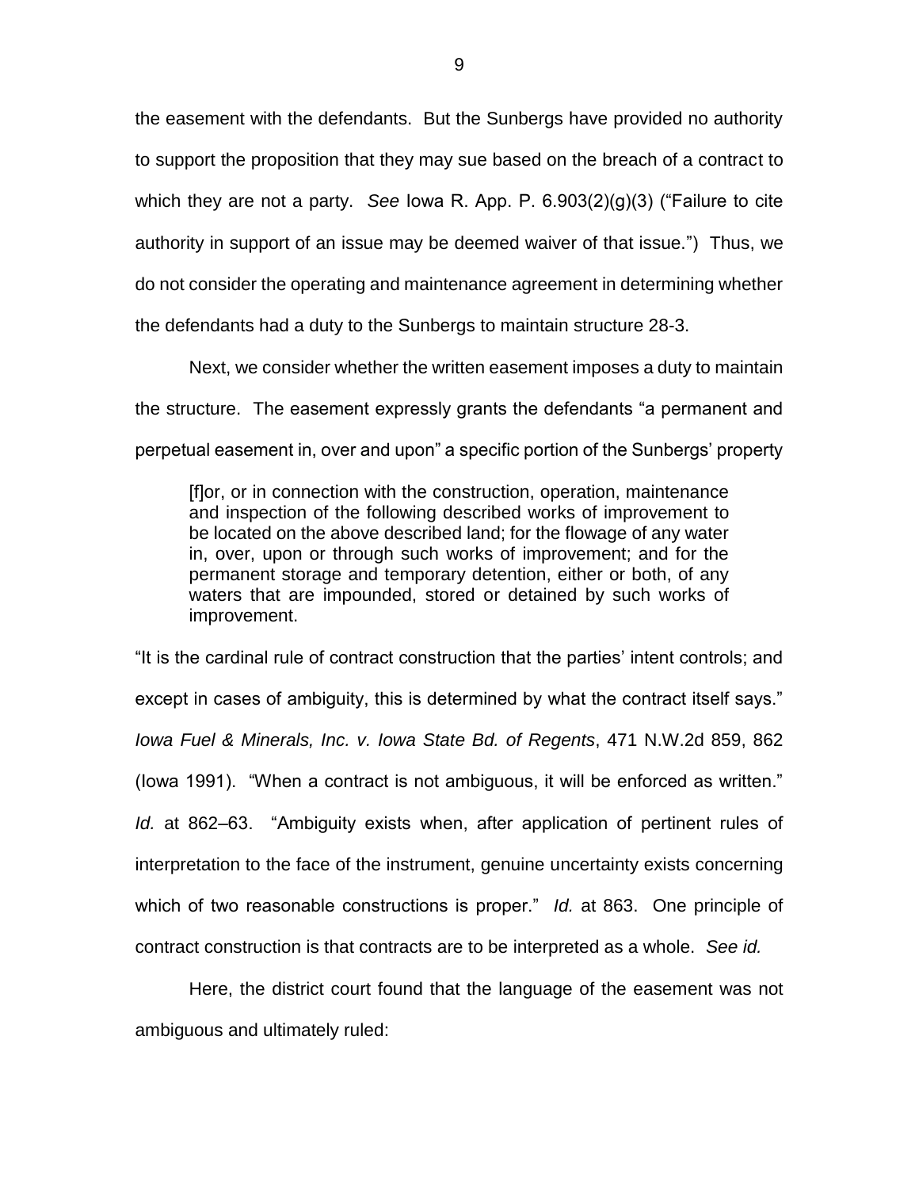the easement with the defendants. But the Sunbergs have provided no authority to support the proposition that they may sue based on the breach of a contract to which they are not a party. *See* Iowa R. App. P. 6.903(2)(g)(3) ("Failure to cite authority in support of an issue may be deemed waiver of that issue.") Thus, we do not consider the operating and maintenance agreement in determining whether the defendants had a duty to the Sunbergs to maintain structure 28-3.

Next, we consider whether the written easement imposes a duty to maintain the structure. The easement expressly grants the defendants "a permanent and perpetual easement in, over and upon" a specific portion of the Sunbergs' property

> [f]or, or in connection with the construction, operation, maintenance and inspection of the following described works of improvement to be located on the above described land; for the flowage of any water in, over, upon or through such works of improvement; and for the permanent storage and temporary detention, either or both, of any waters that are impounded, stored or detained by such works of improvement.

"It is the cardinal rule of contract construction that the parties' intent controls; and except in cases of ambiguity, this is determined by what the contract itself says." *Iowa Fuel & Minerals, Inc. v. Iowa State Bd. of Regents*, 471 N.W.2d 859, 862 (Iowa 1991). "When a contract is not ambiguous, it will be enforced as written." *Id.* at 862–63. "Ambiguity exists when, after application of pertinent rules of interpretation to the face of the instrument, genuine uncertainty exists concerning which of two reasonable constructions is proper." *Id.* at 863. One principle of contract construction is that contracts are to be interpreted as a whole. *See id.*

Here, the district court found that the language of the easement was not ambiguous and ultimately ruled: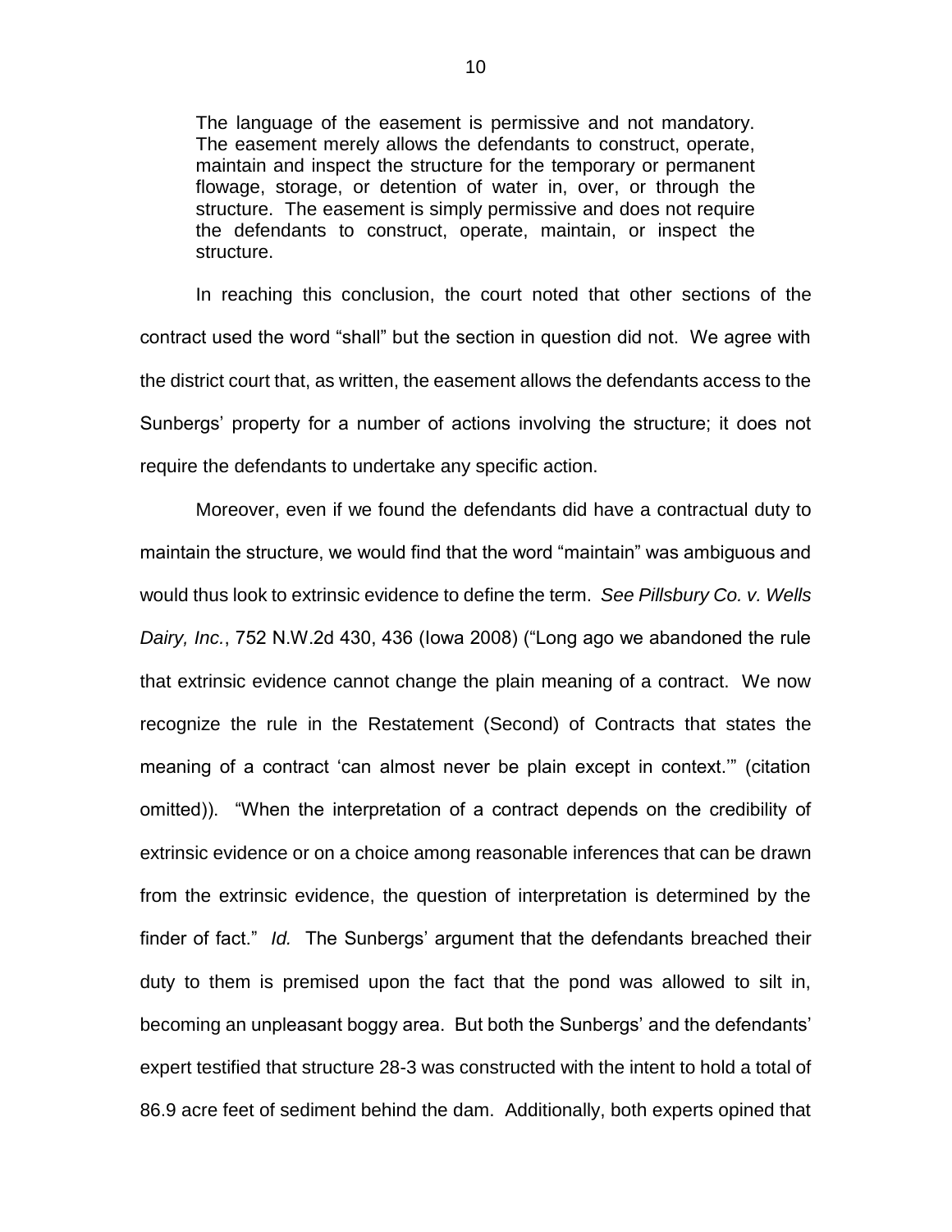> The language of the easement is permissive and not mandatory. The easement merely allows the defendants to construct, operate, maintain and inspect the structure for the temporary or permanent flowage, storage, or detention of water in, over, or through the structure. The easement is simply permissive and does not require the defendants to construct, operate, maintain, or inspect the structure.

In reaching this conclusion, the court noted that other sections of the contract used the word "shall" but the section in question did not. We agree with the district court that, as written, the easement allows the defendants access to the Sunbergs' property for a number of actions involving the structure; it does not require the defendants to undertake any specific action.

Moreover, even if we found the defendants did have a contractual duty to maintain the structure, we would find that the word "maintain" was ambiguous and would thus look to extrinsic evidence to define the term. *See Pillsbury Co. v. Wells Dairy, Inc.*, 752 N.W.2d 430, 436 (Iowa 2008) ("Long ago we abandoned the rule that extrinsic evidence cannot change the plain meaning of a contract. We now recognize the rule in the Restatement (Second) of Contracts that states the meaning of a contract 'can almost never be plain except in context.'" (citation omitted)). "When the interpretation of a contract depends on the credibility of extrinsic evidence or on a choice among reasonable inferences that can be drawn from the extrinsic evidence, the question of interpretation is determined by the finder of fact." *Id.* The Sunbergs' argument that the defendants breached their duty to them is premised upon the fact that the pond was allowed to silt in, becoming an unpleasant boggy area. But both the Sunbergs' and the defendants' expert testified that structure 28-3 was constructed with the intent to hold a total of 86.9 acre feet of sediment behind the dam. Additionally, both experts opined that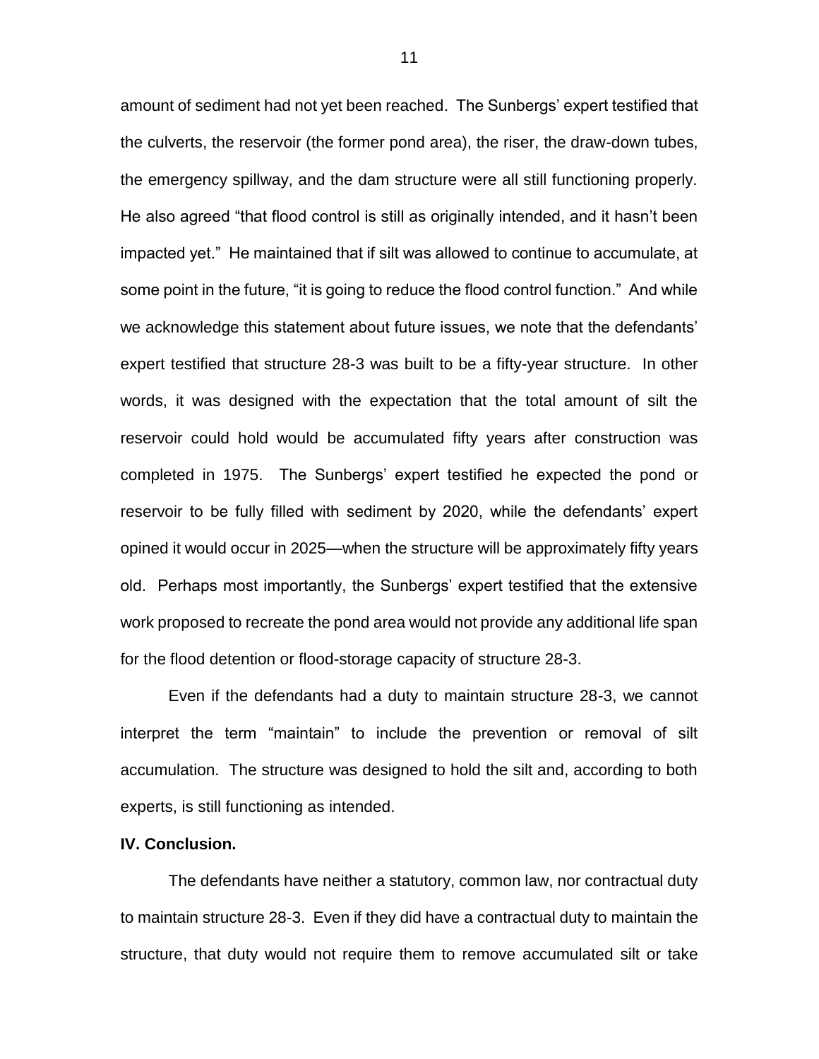amount of sediment had not yet been reached. The Sunbergs' expert testified that the culverts, the reservoir (the former pond area), the riser, the draw-down tubes, the emergency spillway, and the dam structure were all still functioning properly. He also agreed "that flood control is still as originally intended, and it hasn't been impacted yet." He maintained that if silt was allowed to continue to accumulate, at some point in the future, "it is going to reduce the flood control function." And while we acknowledge this statement about future issues, we note that the defendants' expert testified that structure 28-3 was built to be a fifty-year structure. In other words, it was designed with the expectation that the total amount of silt the reservoir could hold would be accumulated fifty years after construction was completed in 1975. The Sunbergs' expert testified he expected the pond or reservoir to be fully filled with sediment by 2020, while the defendants' expert opined it would occur in 2025—when the structure will be approximately fifty years old. Perhaps most importantly, the Sunbergs' expert testified that the extensive work proposed to recreate the pond area would not provide any additional life span for the flood detention or flood-storage capacity of structure 28-3.

Even if the defendants had a duty to maintain structure 28-3, we cannot interpret the term "maintain" to include the prevention or removal of silt accumulation. The structure was designed to hold the silt and, according to both experts, is still functioning as intended.

**IV. Conclusion.**

The defendants have neither a statutory, common law, nor contractual duty to maintain structure 28-3. Even if they did have a contractual duty to maintain the structure, that duty would not require them to remove accumulated silt or take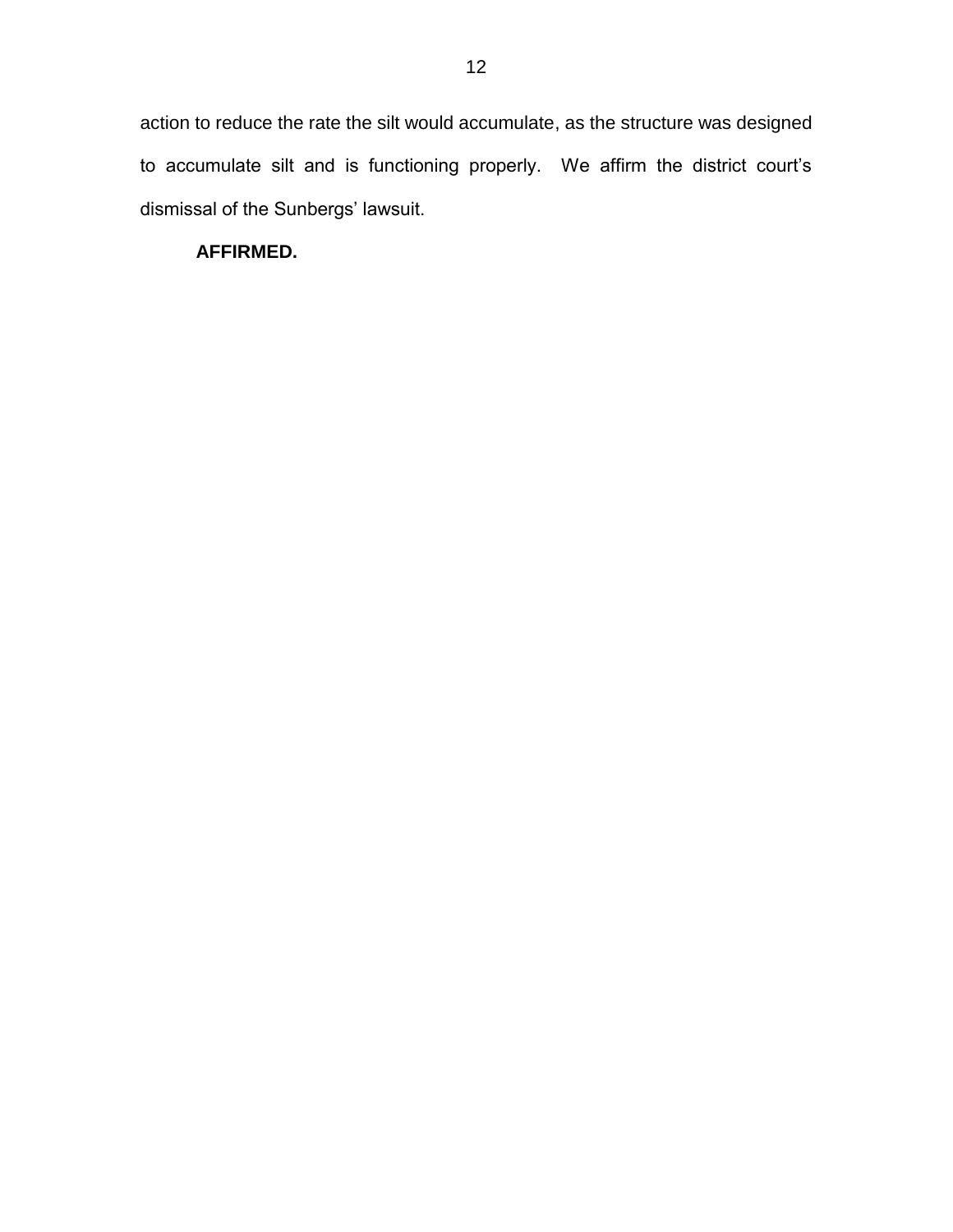action to reduce the rate the silt would accumulate, as the structure was designed to accumulate silt and is functioning properly. We affirm the district court's dismissal of the Sunbergs' lawsuit.

**AFFIRMED.**